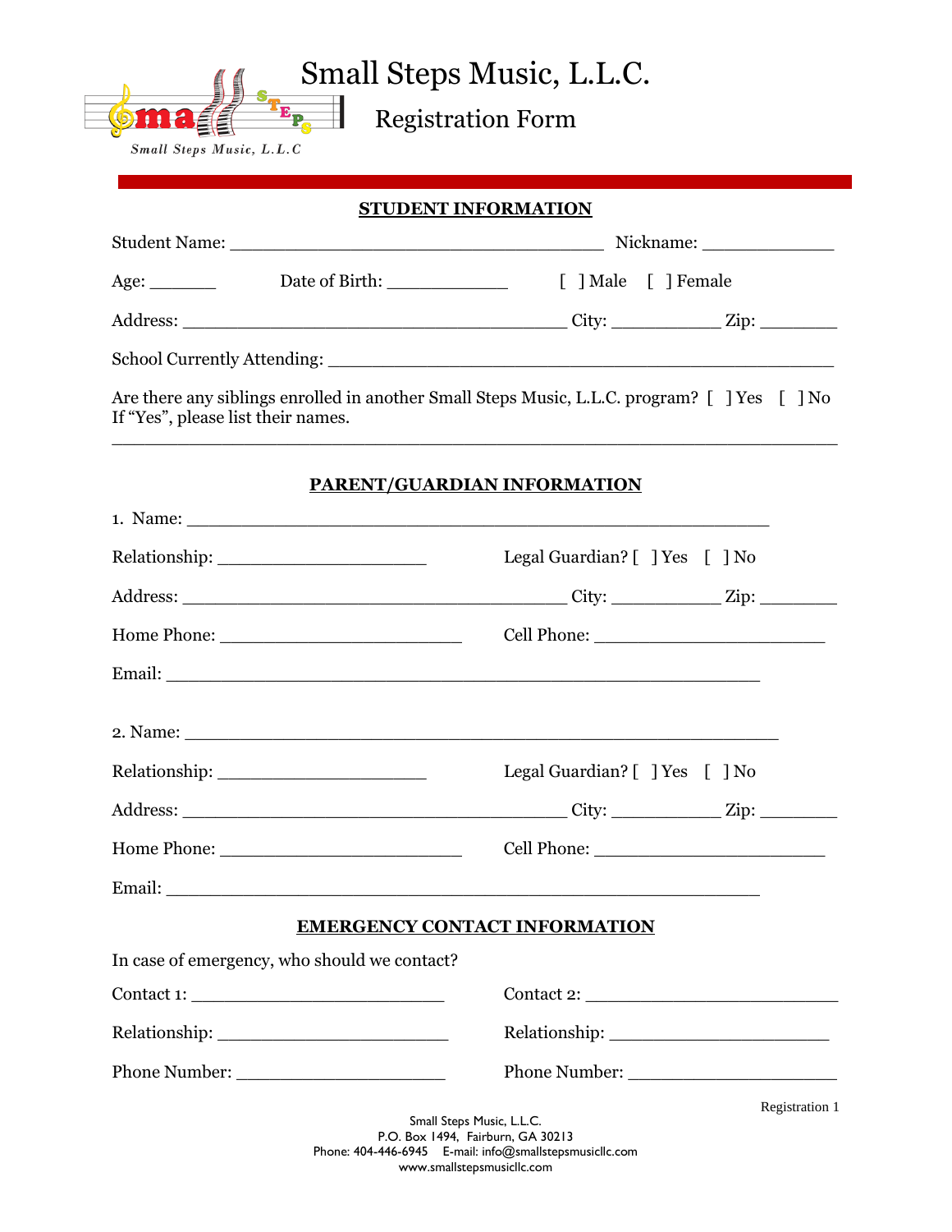# Small Steps Music, L.L.C.

## Registration Form

### STUDENT INFORMATION

Student Name: ___________________________________ Nickname: _____________

Age: _______ Date of Birth: ____________ [ ] Male [ ] Female

Address: ____________________________________ City: ___________ Zip: ________

School Currently Attending: ____________________________________________

Are there any siblings enrolled in another Small Steps Music, L.L.C. program? [ ] Yes [ ] No
If "Yes", please list their names.

_______________________________________________________________________

### PARENT/GUARDIAN INFORMATION

1. Name: _______________________________________________________

Relationship: ____________________ Legal Guardian? [ ] Yes [ ] No

Address: ____________________________________ City: ___________ Zip: ________

Home Phone: _______________________ Cell Phone: _______________________

Email: ________________________________________________________

2. Name: _______________________________________________________

Relationship: ____________________ Legal Guardian? [ ] Yes [ ] No

Address: ____________________________________ City: ___________ Zip: ________

Home Phone: _______________________ Cell Phone: _______________________

Email: ________________________________________________________

### EMERGENCY CONTACT INFORMATION

In case of emergency, who should we contact?

Contact 1: _________________________ Contact 2: _________________________

Relationship: ______________________ Relationship: ______________________

Phone Number: _____________________ Phone Number: _____________________

Small Steps Music, L.L.C.
P.O. Box 1494, Fairburn, GA 30213
Phone: 404-446-6945 E-mail: info@smallstepsmusicllc.com
www.smallstepsmusicllc.com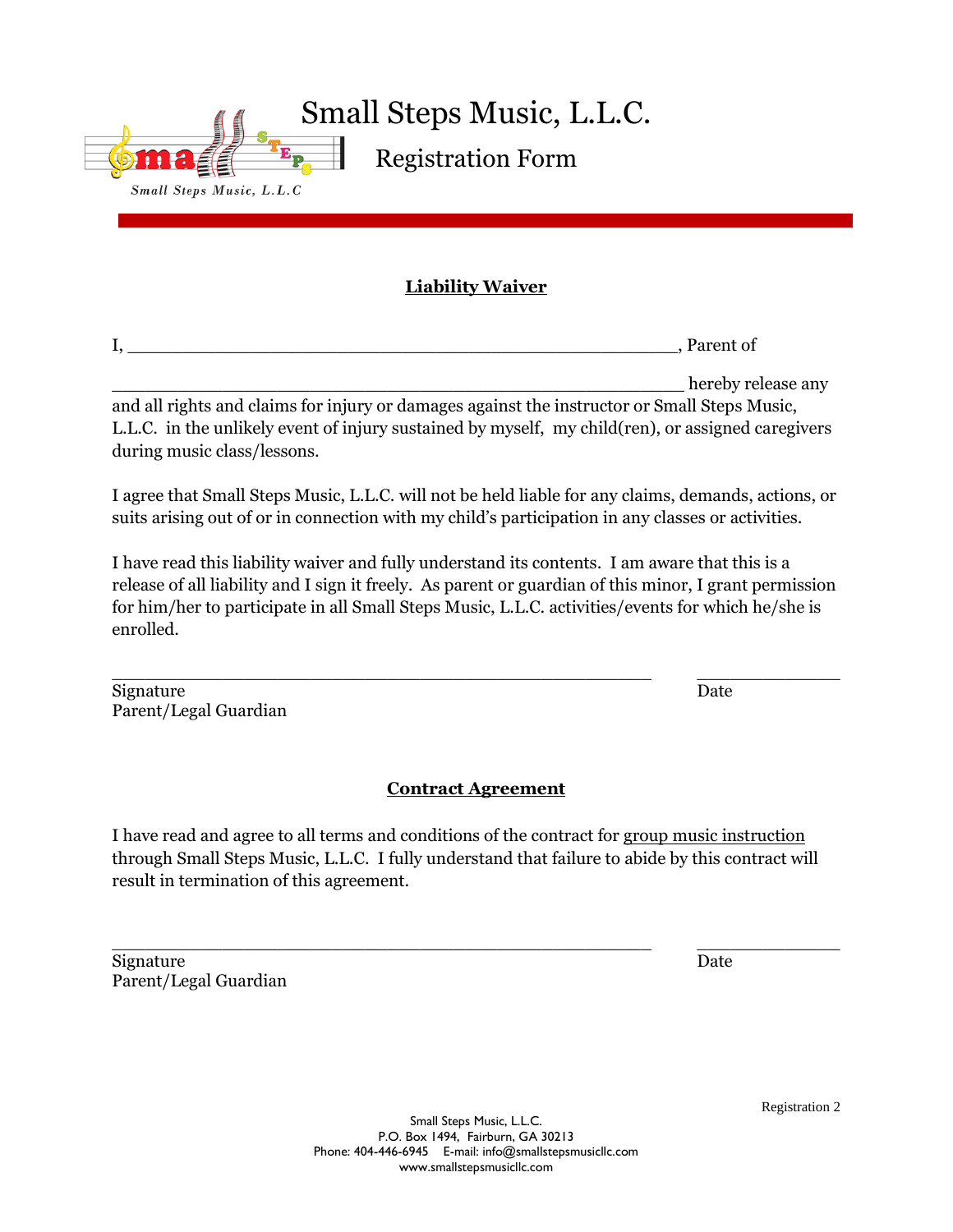# Small Steps Music, L.L.C.

## Registration Form

**Liability Waiver**

I, ______________________________________________________, Parent of

_________________________________________________________ hereby release any and all rights and claims for injury or damages against the instructor or Small Steps Music, L.L.C. in the unlikely event of injury sustained by myself, my child(ren), or assigned caregivers during music class/lessons.

I agree that Small Steps Music, L.L.C. will not be held liable for any claims, demands, actions, or suits arising out of or in connection with my child's participation in any classes or activities.

I have read this liability waiver and fully understand its contents. I am aware that this is a release of all liability and I sign it freely. As parent or guardian of this minor, I grant permission for him/her to participate in all Small Steps Music, L.L.C. activities/events for which he/she is enrolled.

______________________________________________________ ______________

Signature Date

Parent/Legal Guardian

**Contract Agreement**

I have read and agree to all terms and conditions of the contract for group music instruction through Small Steps Music, L.L.C. I fully understand that failure to abide by this contract will result in termination of this agreement.

______________________________________________________ ______________

Signature Date

Parent/Legal Guardian

Registration 2

Small Steps Music, L.L.C.
P.O. Box 1494, Fairburn, GA 30213
Phone: 404-446-6945 E-mail: info@smallstepsmusicllc.com
www.smallstepsmusicllc.com